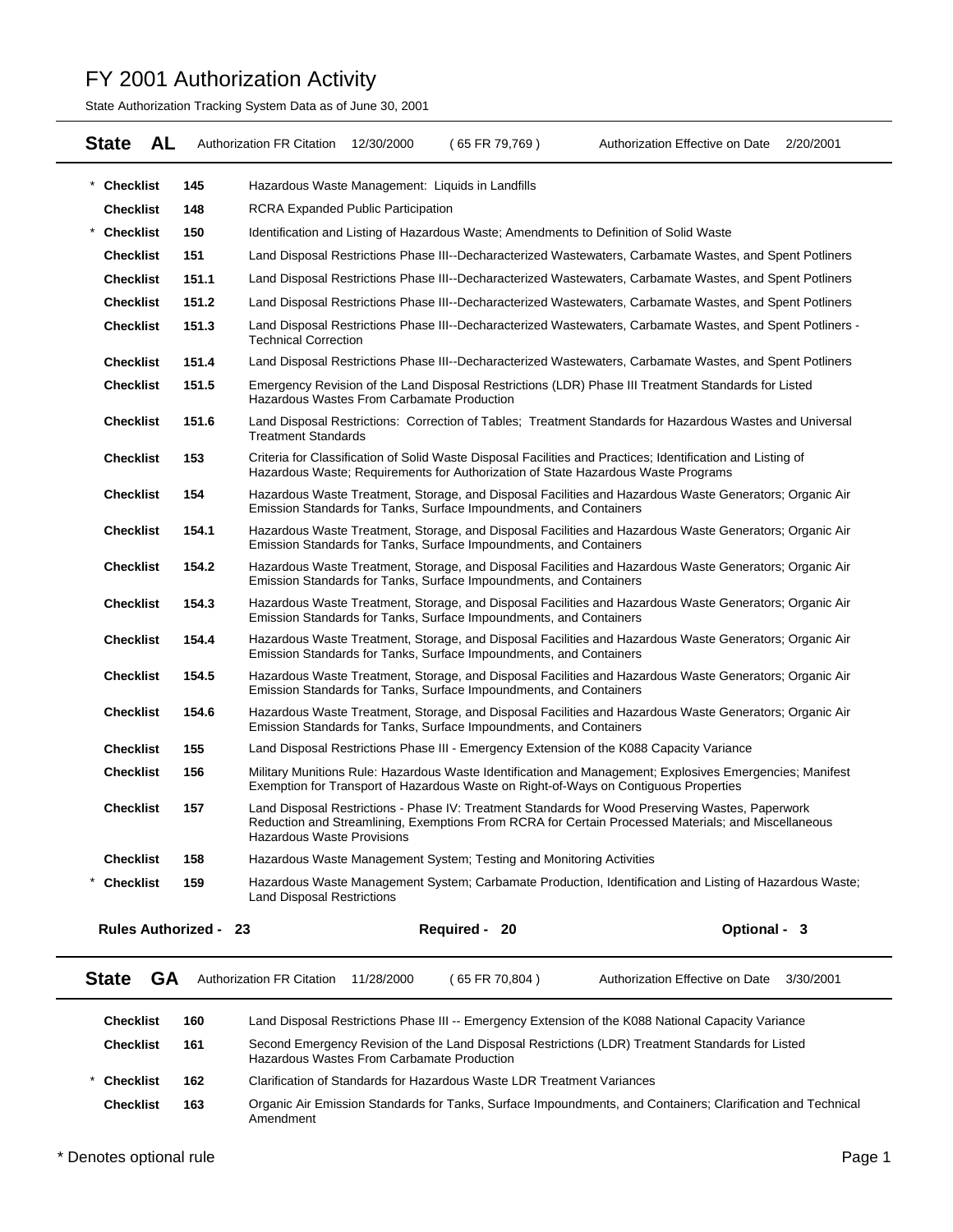# FY 2001 Authorization Activity

State Authorization Tracking System Data as of June 30, 2001

**State AL** Authorization FR Citation 12/30/2000 ( 65 FR 79,769 ) Authorization Effective on Date 2/20/2001

| | Checklist | | Description |
|---|---|---|---|
| * | **Checklist** | **145** | Hazardous Waste Management: Liquids in Landfills |
| | **Checklist** | **148** | RCRA Expanded Public Participation |
| * | **Checklist** | **150** | Identification and Listing of Hazardous Waste; Amendments to Definition of Solid Waste |
| | **Checklist** | **151** | Land Disposal Restrictions Phase III--Decharacterized Wastewaters, Carbamate Wastes, and Spent Potliners |
| | **Checklist** | **151.1** | Land Disposal Restrictions Phase III--Decharacterized Wastewaters, Carbamate Wastes, and Spent Potliners |
| | **Checklist** | **151.2** | Land Disposal Restrictions Phase III--Decharacterized Wastewaters, Carbamate Wastes, and Spent Potliners |
| | **Checklist** | **151.3** | Land Disposal Restrictions Phase III--Decharacterized Wastewaters, Carbamate Wastes, and Spent Potliners - Technical Correction |
| | **Checklist** | **151.4** | Land Disposal Restrictions Phase III--Decharacterized Wastewaters, Carbamate Wastes, and Spent Potliners |
| | **Checklist** | **151.5** | Emergency Revision of the Land Disposal Restrictions (LDR) Phase III Treatment Standards for Listed Hazardous Wastes From Carbamate Production |
| | **Checklist** | **151.6** | Land Disposal Restrictions: Correction of Tables; Treatment Standards for Hazardous Wastes and Universal Treatment Standards |
| | **Checklist** | **153** | Criteria for Classification of Solid Waste Disposal Facilities and Practices; Identification and Listing of Hazardous Waste; Requirements for Authorization of State Hazardous Waste Programs |
| | **Checklist** | **154** | Hazardous Waste Treatment, Storage, and Disposal Facilities and Hazardous Waste Generators; Organic Air Emission Standards for Tanks, Surface Impoundments, and Containers |
| | **Checklist** | **154.1** | Hazardous Waste Treatment, Storage, and Disposal Facilities and Hazardous Waste Generators; Organic Air Emission Standards for Tanks, Surface Impoundments, and Containers |
| | **Checklist** | **154.2** | Hazardous Waste Treatment, Storage, and Disposal Facilities and Hazardous Waste Generators; Organic Air Emission Standards for Tanks, Surface Impoundments, and Containers |
| | **Checklist** | **154.3** | Hazardous Waste Treatment, Storage, and Disposal Facilities and Hazardous Waste Generators; Organic Air Emission Standards for Tanks, Surface Impoundments, and Containers |
| | **Checklist** | **154.4** | Hazardous Waste Treatment, Storage, and Disposal Facilities and Hazardous Waste Generators; Organic Air Emission Standards for Tanks, Surface Impoundments, and Containers |
| | **Checklist** | **154.5** | Hazardous Waste Treatment, Storage, and Disposal Facilities and Hazardous Waste Generators; Organic Air Emission Standards for Tanks, Surface Impoundments, and Containers |
| | **Checklist** | **154.6** | Hazardous Waste Treatment, Storage, and Disposal Facilities and Hazardous Waste Generators; Organic Air Emission Standards for Tanks, Surface Impoundments, and Containers |
| | **Checklist** | **155** | Land Disposal Restrictions Phase III - Emergency Extension of the K088 Capacity Variance |
| | **Checklist** | **156** | Military Munitions Rule: Hazardous Waste Identification and Management; Explosives Emergencies; Manifest Exemption for Transport of Hazardous Waste on Right-of-Ways on Contiguous Properties |
| | **Checklist** | **157** | Land Disposal Restrictions - Phase IV: Treatment Standards for Wood Preserving Wastes, Paperwork Reduction and Streamlining, Exemptions From RCRA for Certain Processed Materials; and Miscellaneous Hazardous Waste Provisions |
| | **Checklist** | **158** | Hazardous Waste Management System; Testing and Monitoring Activities |
| * | **Checklist** | **159** | Hazardous Waste Management System; Carbamate Production, Identification and Listing of Hazardous Waste; Land Disposal Restrictions |

**Rules Authorized - 23** **Required - 20** **Optional - 3**

**State GA** Authorization FR Citation 11/28/2000 ( 65 FR 70,804 ) Authorization Effective on Date 3/30/2001

| | Checklist | | Description |
|---|---|---|---|
| | **Checklist** | **160** | Land Disposal Restrictions Phase III -- Emergency Extension of the K088 National Capacity Variance |
| | **Checklist** | **161** | Second Emergency Revision of the Land Disposal Restrictions (LDR) Treatment Standards for Listed Hazardous Wastes From Carbamate Production |
| * | **Checklist** | **162** | Clarification of Standards for Hazardous Waste LDR Treatment Variances |
| | **Checklist** | **163** | Organic Air Emission Standards for Tanks, Surface Impoundments, and Containers; Clarification and Technical Amendment |

\* Denotes optional rule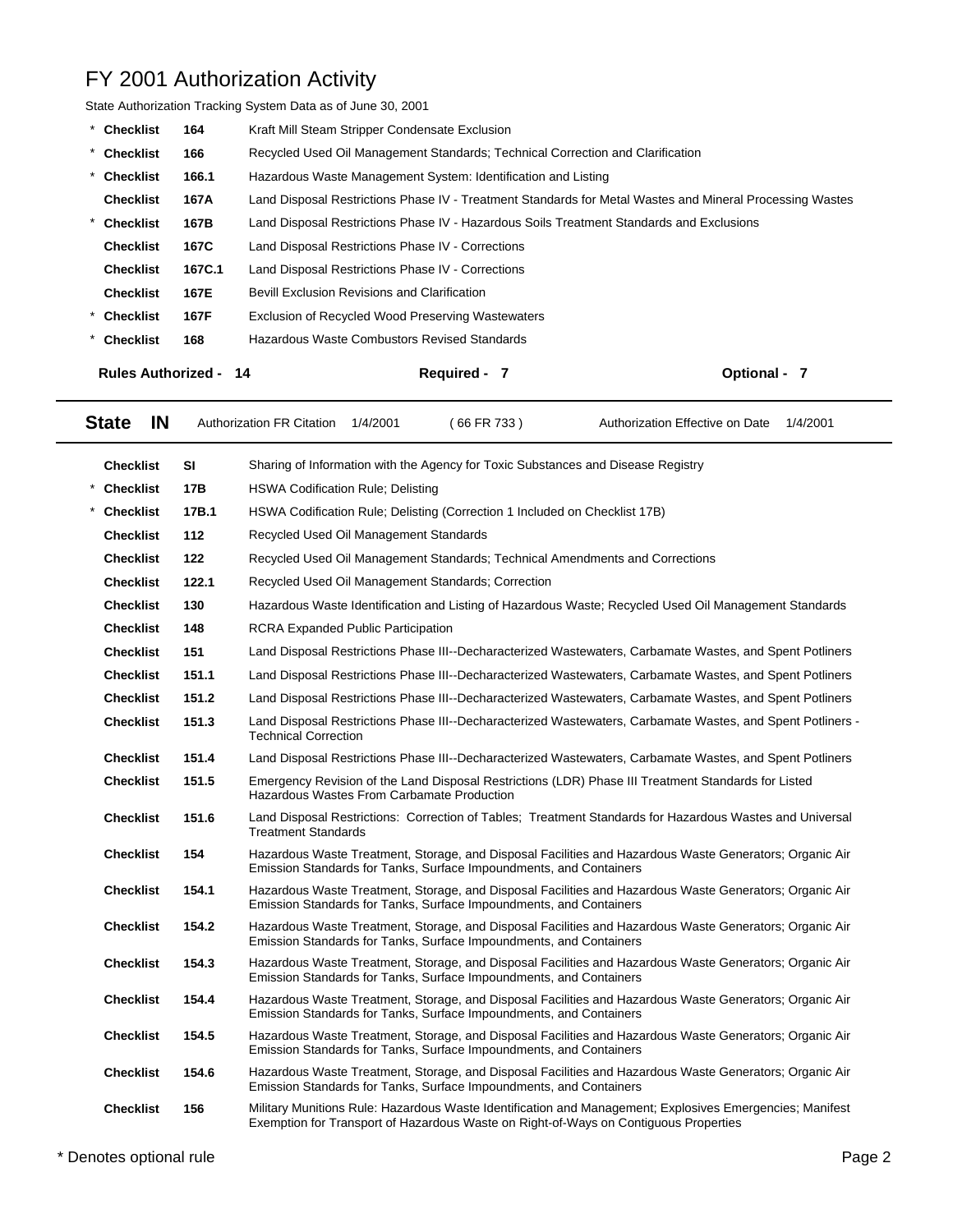# FY 2001 Authorization Activity

State Authorization Tracking System Data as of June 30, 2001

| | | | |
|---|---|---|---|
| * | **Checklist** | **164** | Kraft Mill Steam Stripper Condensate Exclusion |
| * | **Checklist** | **166** | Recycled Used Oil Management Standards; Technical Correction and Clarification |
| * | **Checklist** | **166.1** | Hazardous Waste Management System: Identification and Listing |
| | **Checklist** | **167A** | Land Disposal Restrictions Phase IV - Treatment Standards for Metal Wastes and Mineral Processing Wastes |
| * | **Checklist** | **167B** | Land Disposal Restrictions Phase IV - Hazardous Soils Treatment Standards and Exclusions |
| | **Checklist** | **167C** | Land Disposal Restrictions Phase IV - Corrections |
| | **Checklist** | **167C.1** | Land Disposal Restrictions Phase IV - Corrections |
| | **Checklist** | **167E** | Bevill Exclusion Revisions and Clarification |
| * | **Checklist** | **167F** | Exclusion of Recycled Wood Preserving Wastewaters |
| * | **Checklist** | **168** | Hazardous Waste Combustors Revised Standards |

**Rules Authorized - 14** **Required - 7** **Optional - 7**

---

**State IN** Authorization FR Citation 1/4/2001 ( 66 FR 733 ) Authorization Effective on Date 1/4/2001

---

| | | | |
|---|---|---|---|
| | **Checklist** | **SI** | Sharing of Information with the Agency for Toxic Substances and Disease Registry |
| * | **Checklist** | **17B** | HSWA Codification Rule; Delisting |
| * | **Checklist** | **17B.1** | HSWA Codification Rule; Delisting (Correction 1 Included on Checklist 17B) |
| | **Checklist** | **112** | Recycled Used Oil Management Standards |
| | **Checklist** | **122** | Recycled Used Oil Management Standards; Technical Amendments and Corrections |
| | **Checklist** | **122.1** | Recycled Used Oil Management Standards; Correction |
| | **Checklist** | **130** | Hazardous Waste Identification and Listing of Hazardous Waste; Recycled Used Oil Management Standards |
| | **Checklist** | **148** | RCRA Expanded Public Participation |
| | **Checklist** | **151** | Land Disposal Restrictions Phase III--Decharacterized Wastewaters, Carbamate Wastes, and Spent Potliners |
| | **Checklist** | **151.1** | Land Disposal Restrictions Phase III--Decharacterized Wastewaters, Carbamate Wastes, and Spent Potliners |
| | **Checklist** | **151.2** | Land Disposal Restrictions Phase III--Decharacterized Wastewaters, Carbamate Wastes, and Spent Potliners |
| | **Checklist** | **151.3** | Land Disposal Restrictions Phase III--Decharacterized Wastewaters, Carbamate Wastes, and Spent Potliners - Technical Correction |
| | **Checklist** | **151.4** | Land Disposal Restrictions Phase III--Decharacterized Wastewaters, Carbamate Wastes, and Spent Potliners |
| | **Checklist** | **151.5** | Emergency Revision of the Land Disposal Restrictions (LDR) Phase III Treatment Standards for Listed Hazardous Wastes From Carbamate Production |
| | **Checklist** | **151.6** | Land Disposal Restrictions: Correction of Tables; Treatment Standards for Hazardous Wastes and Universal Treatment Standards |
| | **Checklist** | **154** | Hazardous Waste Treatment, Storage, and Disposal Facilities and Hazardous Waste Generators; Organic Air Emission Standards for Tanks, Surface Impoundments, and Containers |
| | **Checklist** | **154.1** | Hazardous Waste Treatment, Storage, and Disposal Facilities and Hazardous Waste Generators; Organic Air Emission Standards for Tanks, Surface Impoundments, and Containers |
| | **Checklist** | **154.2** | Hazardous Waste Treatment, Storage, and Disposal Facilities and Hazardous Waste Generators; Organic Air Emission Standards for Tanks, Surface Impoundments, and Containers |
| | **Checklist** | **154.3** | Hazardous Waste Treatment, Storage, and Disposal Facilities and Hazardous Waste Generators; Organic Air Emission Standards for Tanks, Surface Impoundments, and Containers |
| | **Checklist** | **154.4** | Hazardous Waste Treatment, Storage, and Disposal Facilities and Hazardous Waste Generators; Organic Air Emission Standards for Tanks, Surface Impoundments, and Containers |
| | **Checklist** | **154.5** | Hazardous Waste Treatment, Storage, and Disposal Facilities and Hazardous Waste Generators; Organic Air Emission Standards for Tanks, Surface Impoundments, and Containers |
| | **Checklist** | **154.6** | Hazardous Waste Treatment, Storage, and Disposal Facilities and Hazardous Waste Generators; Organic Air Emission Standards for Tanks, Surface Impoundments, and Containers |
| | **Checklist** | **156** | Military Munitions Rule: Hazardous Waste Identification and Management; Explosives Emergencies; Manifest Exemption for Transport of Hazardous Waste on Right-of-Ways on Contiguous Properties |

* Denotes optional rule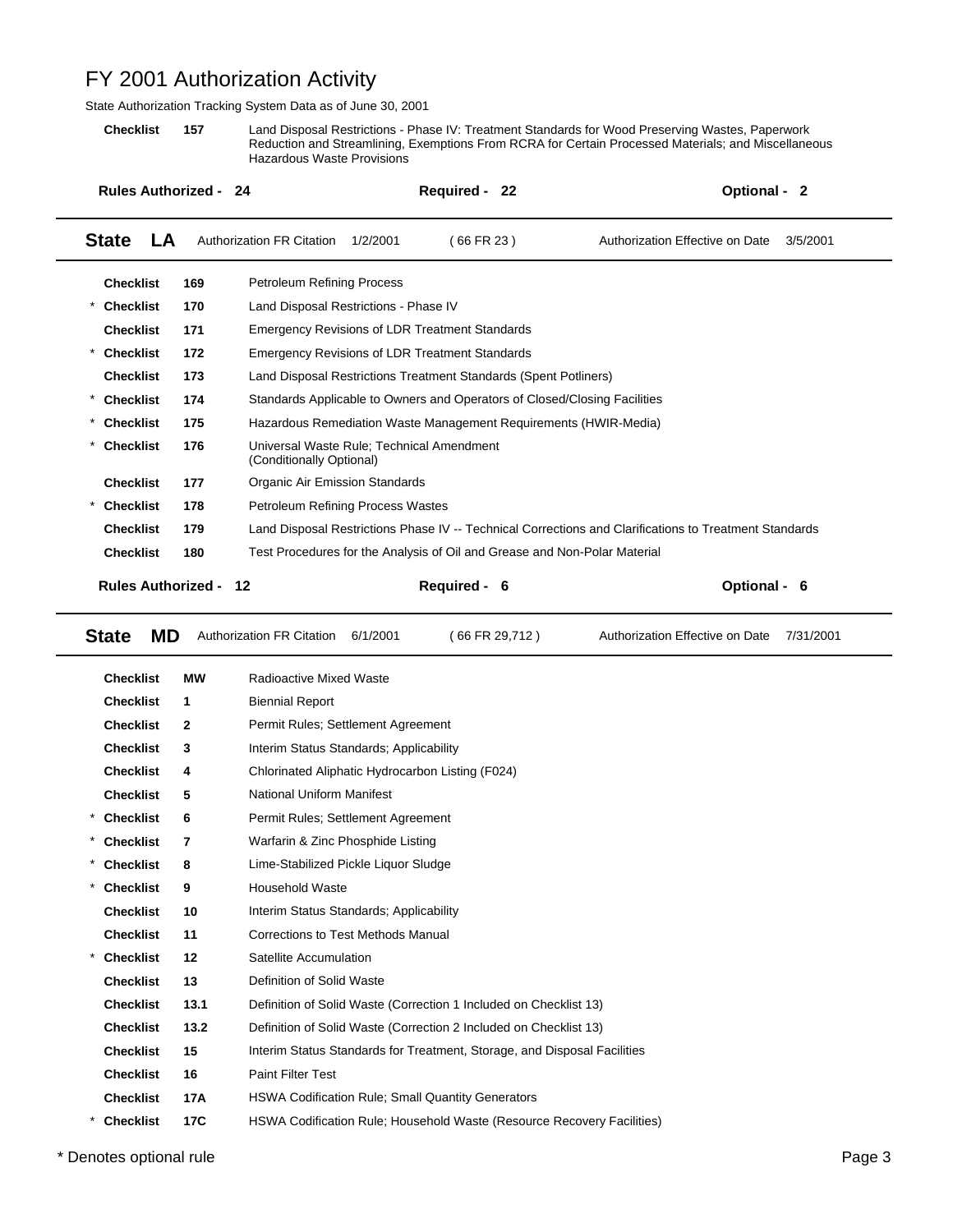# FY 2001 Authorization Activity

State Authorization Tracking System Data as of June 30, 2001

| | | |
|---|---|---|
| **Checklist** | **157** | Land Disposal Restrictions - Phase IV: Treatment Standards for Wood Preserving Wastes, Paperwork Reduction and Streamlining, Exemptions From RCRA for Certain Processed Materials; and Miscellaneous Hazardous Waste Provisions |

**Rules Authorized - 24** **Required - 22** **Optional - 2**

---

**State LA** Authorization FR Citation 1/2/2001 ( 66 FR 23 ) Authorization Effective on Date 3/5/2001

---

| | | | |
|---|---|---|---|
| | **Checklist** | **169** | Petroleum Refining Process |
| * | **Checklist** | **170** | Land Disposal Restrictions - Phase IV |
| | **Checklist** | **171** | Emergency Revisions of LDR Treatment Standards |
| * | **Checklist** | **172** | Emergency Revisions of LDR Treatment Standards |
| | **Checklist** | **173** | Land Disposal Restrictions Treatment Standards (Spent Potliners) |
| * | **Checklist** | **174** | Standards Applicable to Owners and Operators of Closed/Closing Facilities |
| * | **Checklist** | **175** | Hazardous Remediation Waste Management Requirements (HWIR-Media) |
| * | **Checklist** | **176** | Universal Waste Rule; Technical Amendment (Conditionally Optional) |
| | **Checklist** | **177** | Organic Air Emission Standards |
| * | **Checklist** | **178** | Petroleum Refining Process Wastes |
| | **Checklist** | **179** | Land Disposal Restrictions Phase IV -- Technical Corrections and Clarifications to Treatment Standards |
| | **Checklist** | **180** | Test Procedures for the Analysis of Oil and Grease and Non-Polar Material |

**Rules Authorized - 12** **Required - 6** **Optional - 6**

---

**State MD** Authorization FR Citation 6/1/2001 ( 66 FR 29,712 ) Authorization Effective on Date 7/31/2001

---

| | | | |
|---|---|---|---|
| | **Checklist** | **MW** | Radioactive Mixed Waste |
| | **Checklist** | **1** | Biennial Report |
| | **Checklist** | **2** | Permit Rules; Settlement Agreement |
| | **Checklist** | **3** | Interim Status Standards; Applicability |
| | **Checklist** | **4** | Chlorinated Aliphatic Hydrocarbon Listing (F024) |
| | **Checklist** | **5** | National Uniform Manifest |
| * | **Checklist** | **6** | Permit Rules; Settlement Agreement |
| * | **Checklist** | **7** | Warfarin & Zinc Phosphide Listing |
| * | **Checklist** | **8** | Lime-Stabilized Pickle Liquor Sludge |
| * | **Checklist** | **9** | Household Waste |
| | **Checklist** | **10** | Interim Status Standards; Applicability |
| | **Checklist** | **11** | Corrections to Test Methods Manual |
| * | **Checklist** | **12** | Satellite Accumulation |
| | **Checklist** | **13** | Definition of Solid Waste |
| | **Checklist** | **13.1** | Definition of Solid Waste (Correction 1 Included on Checklist 13) |
| | **Checklist** | **13.2** | Definition of Solid Waste (Correction 2 Included on Checklist 13) |
| | **Checklist** | **15** | Interim Status Standards for Treatment, Storage, and Disposal Facilities |
| | **Checklist** | **16** | Paint Filter Test |
| | **Checklist** | **17A** | HSWA Codification Rule; Small Quantity Generators |
| * | **Checklist** | **17C** | HSWA Codification Rule; Household Waste (Resource Recovery Facilities) |

\* Denotes optional rule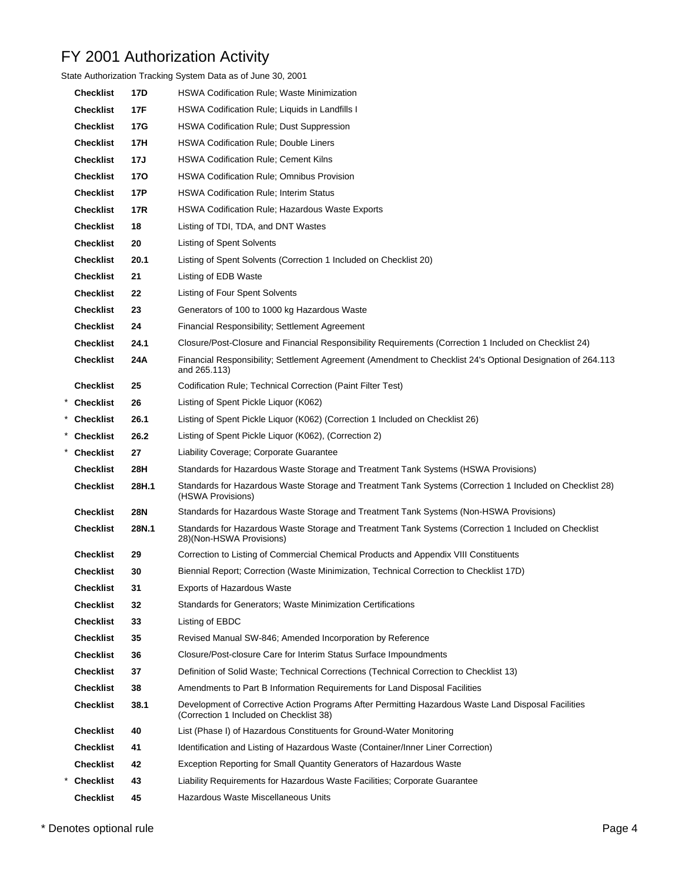# FY 2001 Authorization Activity

State Authorization Tracking System Data as of June 30, 2001

| | | | |
|---|---|---|---|
| | **Checklist** | **17D** | HSWA Codification Rule; Waste Minimization |
| | **Checklist** | **17F** | HSWA Codification Rule; Liquids in Landfills I |
| | **Checklist** | **17G** | HSWA Codification Rule; Dust Suppression |
| | **Checklist** | **17H** | HSWA Codification Rule; Double Liners |
| | **Checklist** | **17J** | HSWA Codification Rule; Cement Kilns |
| | **Checklist** | **17O** | HSWA Codification Rule; Omnibus Provision |
| | **Checklist** | **17P** | HSWA Codification Rule; Interim Status |
| | **Checklist** | **17R** | HSWA Codification Rule; Hazardous Waste Exports |
| | **Checklist** | **18** | Listing of TDI, TDA, and DNT Wastes |
| | **Checklist** | **20** | Listing of Spent Solvents |
| | **Checklist** | **20.1** | Listing of Spent Solvents (Correction 1 Included on Checklist 20) |
| | **Checklist** | **21** | Listing of EDB Waste |
| | **Checklist** | **22** | Listing of Four Spent Solvents |
| | **Checklist** | **23** | Generators of 100 to 1000 kg Hazardous Waste |
| | **Checklist** | **24** | Financial Responsibility; Settlement Agreement |
| | **Checklist** | **24.1** | Closure/Post-Closure and Financial Responsibility Requirements (Correction 1 Included on Checklist 24) |
| | **Checklist** | **24A** | Financial Responsibility; Settlement Agreement (Amendment to Checklist 24's Optional Designation of 264.113 and 265.113) |
| | **Checklist** | **25** | Codification Rule; Technical Correction (Paint Filter Test) |
| * | **Checklist** | **26** | Listing of Spent Pickle Liquor (K062) |
| * | **Checklist** | **26.1** | Listing of Spent Pickle Liquor (K062) (Correction 1 Included on Checklist 26) |
| * | **Checklist** | **26.2** | Listing of Spent Pickle Liquor (K062), (Correction 2) |
| * | **Checklist** | **27** | Liability Coverage; Corporate Guarantee |
| | **Checklist** | **28H** | Standards for Hazardous Waste Storage and Treatment Tank Systems (HSWA Provisions) |
| | **Checklist** | **28H.1** | Standards for Hazardous Waste Storage and Treatment Tank Systems (Correction 1 Included on Checklist 28) (HSWA Provisions) |
| | **Checklist** | **28N** | Standards for Hazardous Waste Storage and Treatment Tank Systems (Non-HSWA Provisions) |
| | **Checklist** | **28N.1** | Standards for Hazardous Waste Storage and Treatment Tank Systems (Correction 1 Included on Checklist 28)(Non-HSWA Provisions) |
| | **Checklist** | **29** | Correction to Listing of Commercial Chemical Products and Appendix VIII Constituents |
| | **Checklist** | **30** | Biennial Report; Correction (Waste Minimization, Technical Correction to Checklist 17D) |
| | **Checklist** | **31** | Exports of Hazardous Waste |
| | **Checklist** | **32** | Standards for Generators; Waste Minimization Certifications |
| | **Checklist** | **33** | Listing of EBDC |
| | **Checklist** | **35** | Revised Manual SW-846; Amended Incorporation by Reference |
| | **Checklist** | **36** | Closure/Post-closure Care for Interim Status Surface Impoundments |
| | **Checklist** | **37** | Definition of Solid Waste; Technical Corrections (Technical Correction to Checklist 13) |
| | **Checklist** | **38** | Amendments to Part B Information Requirements for Land Disposal Facilities |
| | **Checklist** | **38.1** | Development of Corrective Action Programs After Permitting Hazardous Waste Land Disposal Facilities (Correction 1 Included on Checklist 38) |
| | **Checklist** | **40** | List (Phase I) of Hazardous Constituents for Ground-Water Monitoring |
| | **Checklist** | **41** | Identification and Listing of Hazardous Waste (Container/Inner Liner Correction) |
| | **Checklist** | **42** | Exception Reporting for Small Quantity Generators of Hazardous Waste |
| * | **Checklist** | **43** | Liability Requirements for Hazardous Waste Facilities; Corporate Guarantee |
| | **Checklist** | **45** | Hazardous Waste Miscellaneous Units |

\* Denotes optional rule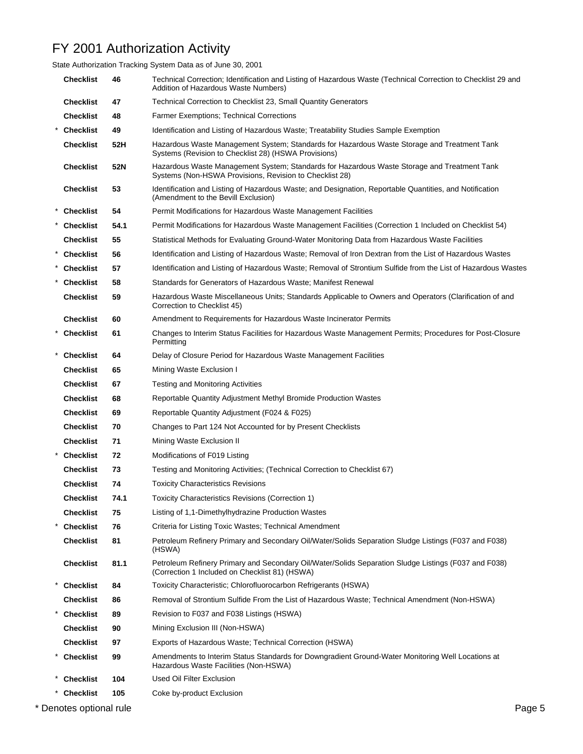# FY 2001 Authorization Activity

State Authorization Tracking System Data as of June 30, 2001

| | | | |
|---|---|---|---|
| | Checklist | 46 | Technical Correction; Identification and Listing of Hazardous Waste (Technical Correction to Checklist 29 and Addition of Hazardous Waste Numbers) |
| | Checklist | 47 | Technical Correction to Checklist 23, Small Quantity Generators |
| | Checklist | 48 | Farmer Exemptions; Technical Corrections |
| * | Checklist | 49 | Identification and Listing of Hazardous Waste; Treatability Studies Sample Exemption |
| | Checklist | 52H | Hazardous Waste Management System; Standards for Hazardous Waste Storage and Treatment Tank Systems (Revision to Checklist 28) (HSWA Provisions) |
| | Checklist | 52N | Hazardous Waste Management System; Standards for Hazardous Waste Storage and Treatment Tank Systems (Non-HSWA Provisions, Revision to Checklist 28) |
| | Checklist | 53 | Identification and Listing of Hazardous Waste; and Designation, Reportable Quantities, and Notification (Amendment to the Bevill Exclusion) |
| * | Checklist | 54 | Permit Modifications for Hazardous Waste Management Facilities |
| * | Checklist | 54.1 | Permit Modifications for Hazardous Waste Management Facilities (Correction 1 Included on Checklist 54) |
| | Checklist | 55 | Statistical Methods for Evaluating Ground-Water Monitoring Data from Hazardous Waste Facilities |
| * | Checklist | 56 | Identification and Listing of Hazardous Waste; Removal of Iron Dextran from the List of Hazardous Wastes |
| * | Checklist | 57 | Identification and Listing of Hazardous Waste; Removal of Strontium Sulfide from the List of Hazardous Wastes |
| * | Checklist | 58 | Standards for Generators of Hazardous Waste; Manifest Renewal |
| | Checklist | 59 | Hazardous Waste Miscellaneous Units; Standards Applicable to Owners and Operators (Clarification of and Correction to Checklist 45) |
| | Checklist | 60 | Amendment to Requirements for Hazardous Waste Incinerator Permits |
| * | Checklist | 61 | Changes to Interim Status Facilities for Hazardous Waste Management Permits; Procedures for Post-Closure Permitting |
| * | Checklist | 64 | Delay of Closure Period for Hazardous Waste Management Facilities |
| | Checklist | 65 | Mining Waste Exclusion I |
| | Checklist | 67 | Testing and Monitoring Activities |
| | Checklist | 68 | Reportable Quantity Adjustment Methyl Bromide Production Wastes |
| | Checklist | 69 | Reportable Quantity Adjustment (F024 & F025) |
| | Checklist | 70 | Changes to Part 124 Not Accounted for by Present Checklists |
| | Checklist | 71 | Mining Waste Exclusion II |
| * | Checklist | 72 | Modifications of F019 Listing |
| | Checklist | 73 | Testing and Monitoring Activities; (Technical Correction to Checklist 67) |
| | Checklist | 74 | Toxicity Characteristics Revisions |
| | Checklist | 74.1 | Toxicity Characteristics Revisions (Correction 1) |
| | Checklist | 75 | Listing of 1,1-Dimethylhydrazine Production Wastes |
| * | Checklist | 76 | Criteria for Listing Toxic Wastes; Technical Amendment |
| | Checklist | 81 | Petroleum Refinery Primary and Secondary Oil/Water/Solids Separation Sludge Listings (F037 and F038) (HSWA) |
| | Checklist | 81.1 | Petroleum Refinery Primary and Secondary Oil/Water/Solids Separation Sludge Listings (F037 and F038) (Correction 1 Included on Checklist 81) (HSWA) |
| * | Checklist | 84 | Toxicity Characteristic; Chlorofluorocarbon Refrigerants (HSWA) |
| | Checklist | 86 | Removal of Strontium Sulfide From the List of Hazardous Waste; Technical Amendment (Non-HSWA) |
| * | Checklist | 89 | Revision to F037 and F038 Listings (HSWA) |
| | Checklist | 90 | Mining Exclusion III (Non-HSWA) |
| | Checklist | 97 | Exports of Hazardous Waste; Technical Correction (HSWA) |
| * | Checklist | 99 | Amendments to Interim Status Standards for Downgradient Ground-Water Monitoring Well Locations at Hazardous Waste Facilities (Non-HSWA) |
| * | Checklist | 104 | Used Oil Filter Exclusion |
| * | Checklist | 105 | Coke by-product Exclusion |

* Denotes optional rule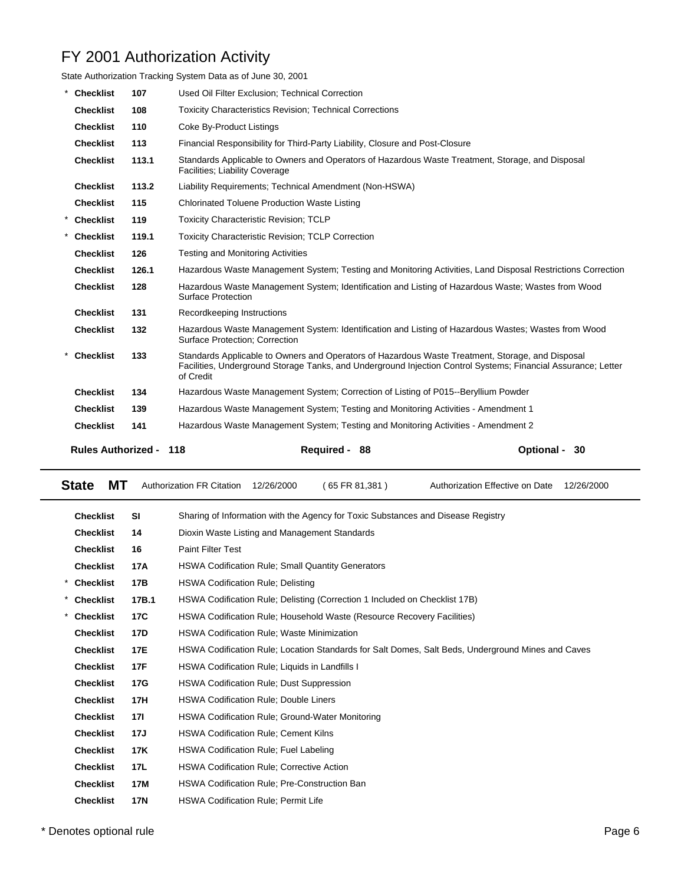# FY 2001 Authorization Activity

State Authorization Tracking System Data as of June 30, 2001

| | | | |
|---|---|---|---|
| * | **Checklist** | **107** | Used Oil Filter Exclusion; Technical Correction |
| | **Checklist** | **108** | Toxicity Characteristics Revision; Technical Corrections |
| | **Checklist** | **110** | Coke By-Product Listings |
| | **Checklist** | **113** | Financial Responsibility for Third-Party Liability, Closure and Post-Closure |
| | **Checklist** | **113.1** | Standards Applicable to Owners and Operators of Hazardous Waste Treatment, Storage, and Disposal Facilities; Liability Coverage |
| | **Checklist** | **113.2** | Liability Requirements; Technical Amendment (Non-HSWA) |
| | **Checklist** | **115** | Chlorinated Toluene Production Waste Listing |
| * | **Checklist** | **119** | Toxicity Characteristic Revision; TCLP |
| * | **Checklist** | **119.1** | Toxicity Characteristic Revision; TCLP Correction |
| | **Checklist** | **126** | Testing and Monitoring Activities |
| | **Checklist** | **126.1** | Hazardous Waste Management System; Testing and Monitoring Activities, Land Disposal Restrictions Correction |
| | **Checklist** | **128** | Hazardous Waste Management System; Identification and Listing of Hazardous Waste; Wastes from Wood Surface Protection |
| | **Checklist** | **131** | Recordkeeping Instructions |
| | **Checklist** | **132** | Hazardous Waste Management System: Identification and Listing of Hazardous Wastes; Wastes from Wood Surface Protection; Correction |
| * | **Checklist** | **133** | Standards Applicable to Owners and Operators of Hazardous Waste Treatment, Storage, and Disposal Facilities, Underground Storage Tanks, and Underground Injection Control Systems; Financial Assurance; Letter of Credit |
| | **Checklist** | **134** | Hazardous Waste Management System; Correction of Listing of P015--Beryllium Powder |
| | **Checklist** | **139** | Hazardous Waste Management System; Testing and Monitoring Activities - Amendment 1 |
| | **Checklist** | **141** | Hazardous Waste Management System; Testing and Monitoring Activities - Amendment 2 |

**Rules Authorized - 118** **Required - 88** **Optional - 30**

---

**State MT** Authorization FR Citation 12/26/2000 ( 65 FR 81,381 ) Authorization Effective on Date 12/26/2000

---

| | | | |
|---|---|---|---|
| | **Checklist** | **SI** | Sharing of Information with the Agency for Toxic Substances and Disease Registry |
| | **Checklist** | **14** | Dioxin Waste Listing and Management Standards |
| | **Checklist** | **16** | Paint Filter Test |
| | **Checklist** | **17A** | HSWA Codification Rule; Small Quantity Generators |
| * | **Checklist** | **17B** | HSWA Codification Rule; Delisting |
| * | **Checklist** | **17B.1** | HSWA Codification Rule; Delisting (Correction 1 Included on Checklist 17B) |
| * | **Checklist** | **17C** | HSWA Codification Rule; Household Waste (Resource Recovery Facilities) |
| | **Checklist** | **17D** | HSWA Codification Rule; Waste Minimization |
| | **Checklist** | **17E** | HSWA Codification Rule; Location Standards for Salt Domes, Salt Beds, Underground Mines and Caves |
| | **Checklist** | **17F** | HSWA Codification Rule; Liquids in Landfills I |
| | **Checklist** | **17G** | HSWA Codification Rule; Dust Suppression |
| | **Checklist** | **17H** | HSWA Codification Rule; Double Liners |
| | **Checklist** | **17I** | HSWA Codification Rule; Ground-Water Monitoring |
| | **Checklist** | **17J** | HSWA Codification Rule; Cement Kilns |
| | **Checklist** | **17K** | HSWA Codification Rule; Fuel Labeling |
| | **Checklist** | **17L** | HSWA Codification Rule; Corrective Action |
| | **Checklist** | **17M** | HSWA Codification Rule; Pre-Construction Ban |
| | **Checklist** | **17N** | HSWA Codification Rule; Permit Life |

\* Denotes optional rule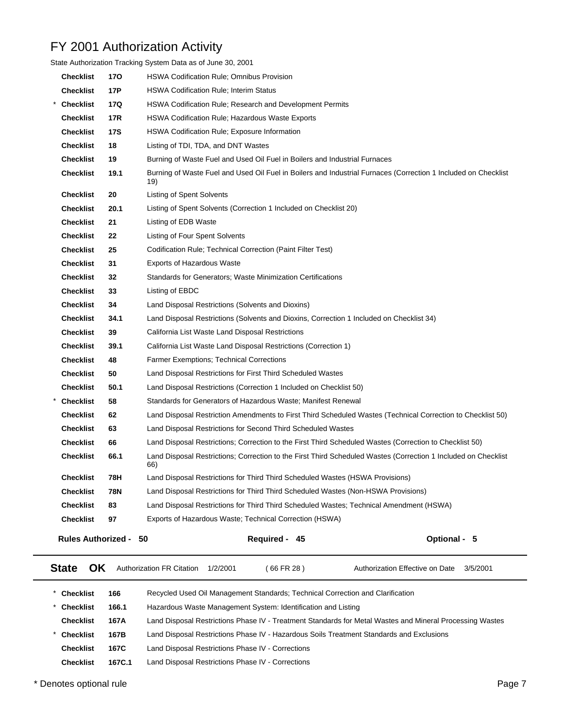# FY 2001 Authorization Activity

State Authorization Tracking System Data as of June 30, 2001

| | | | |
|---|---|---|---|
| | Checklist | 17O | HSWA Codification Rule; Omnibus Provision |
| | Checklist | 17P | HSWA Codification Rule; Interim Status |
| * | Checklist | 17Q | HSWA Codification Rule; Research and Development Permits |
| | Checklist | 17R | HSWA Codification Rule; Hazardous Waste Exports |
| | Checklist | 17S | HSWA Codification Rule; Exposure Information |
| | Checklist | 18 | Listing of TDI, TDA, and DNT Wastes |
| | Checklist | 19 | Burning of Waste Fuel and Used Oil Fuel in Boilers and Industrial Furnaces |
| | Checklist | 19.1 | Burning of Waste Fuel and Used Oil Fuel in Boilers and Industrial Furnaces (Correction 1 Included on Checklist 19) |
| | Checklist | 20 | Listing of Spent Solvents |
| | Checklist | 20.1 | Listing of Spent Solvents (Correction 1 Included on Checklist 20) |
| | Checklist | 21 | Listing of EDB Waste |
| | Checklist | 22 | Listing of Four Spent Solvents |
| | Checklist | 25 | Codification Rule; Technical Correction (Paint Filter Test) |
| | Checklist | 31 | Exports of Hazardous Waste |
| | Checklist | 32 | Standards for Generators; Waste Minimization Certifications |
| | Checklist | 33 | Listing of EBDC |
| | Checklist | 34 | Land Disposal Restrictions (Solvents and Dioxins) |
| | Checklist | 34.1 | Land Disposal Restrictions (Solvents and Dioxins, Correction 1 Included on Checklist 34) |
| | Checklist | 39 | California List Waste Land Disposal Restrictions |
| | Checklist | 39.1 | California List Waste Land Disposal Restrictions (Correction 1) |
| | Checklist | 48 | Farmer Exemptions; Technical Corrections |
| | Checklist | 50 | Land Disposal Restrictions for First Third Scheduled Wastes |
| | Checklist | 50.1 | Land Disposal Restrictions (Correction 1 Included on Checklist 50) |
| * | Checklist | 58 | Standards for Generators of Hazardous Waste; Manifest Renewal |
| | Checklist | 62 | Land Disposal Restriction Amendments to First Third Scheduled Wastes (Technical Correction to Checklist 50) |
| | Checklist | 63 | Land Disposal Restrictions for Second Third Scheduled Wastes |
| | Checklist | 66 | Land Disposal Restrictions; Correction to the First Third Scheduled Wastes (Correction to Checklist 50) |
| | Checklist | 66.1 | Land Disposal Restrictions; Correction to the First Third Scheduled Wastes (Correction 1 Included on Checklist 66) |
| | Checklist | 78H | Land Disposal Restrictions for Third Third Scheduled Wastes (HSWA Provisions) |
| | Checklist | 78N | Land Disposal Restrictions for Third Third Scheduled Wastes (Non-HSWA Provisions) |
| | Checklist | 83 | Land Disposal Restrictions for Third Third Scheduled Wastes; Technical Amendment (HSWA) |
| | Checklist | 97 | Exports of Hazardous Waste; Technical Correction (HSWA) |

**Rules Authorized - 50** **Required - 45** **Optional - 5**

---

**State OK** Authorization FR Citation 1/2/2001 ( 66 FR 28 ) Authorization Effective on Date 3/5/2001

---

| | | | |
|---|---|---|---|
| * | Checklist | 166 | Recycled Used Oil Management Standards; Technical Correction and Clarification |
| * | Checklist | 166.1 | Hazardous Waste Management System: Identification and Listing |
| | Checklist | 167A | Land Disposal Restrictions Phase IV - Treatment Standards for Metal Wastes and Mineral Processing Wastes |
| * | Checklist | 167B | Land Disposal Restrictions Phase IV - Hazardous Soils Treatment Standards and Exclusions |
| | Checklist | 167C | Land Disposal Restrictions Phase IV - Corrections |
| | Checklist | 167C.1 | Land Disposal Restrictions Phase IV - Corrections |

\* Denotes optional rule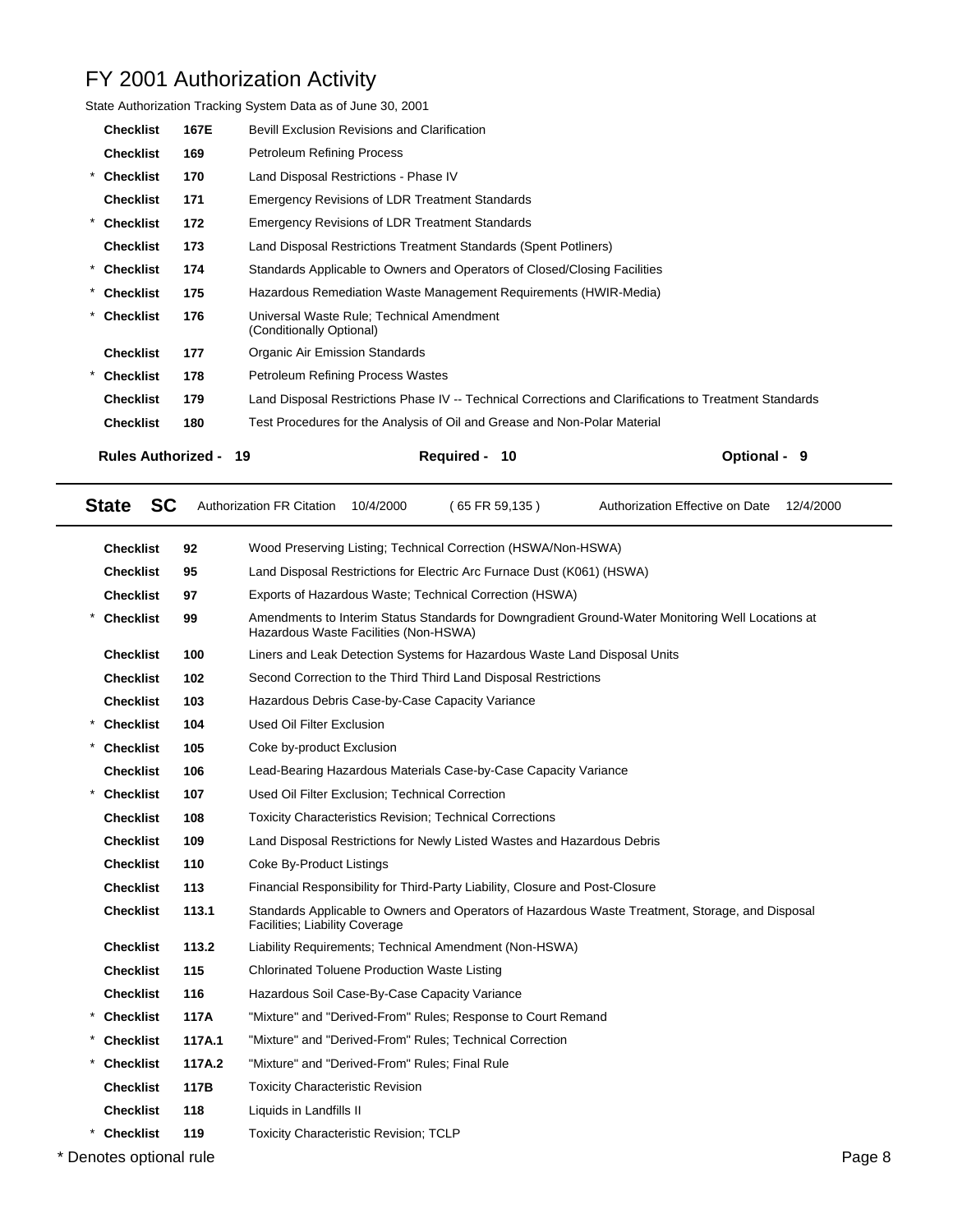# FY 2001 Authorization Activity

State Authorization Tracking System Data as of June 30, 2001

| | | | |
|---|---|---|---|
| | **Checklist** | **167E** | Bevill Exclusion Revisions and Clarification |
| | **Checklist** | **169** | Petroleum Refining Process |
| * | **Checklist** | **170** | Land Disposal Restrictions - Phase IV |
| | **Checklist** | **171** | Emergency Revisions of LDR Treatment Standards |
| * | **Checklist** | **172** | Emergency Revisions of LDR Treatment Standards |
| | **Checklist** | **173** | Land Disposal Restrictions Treatment Standards (Spent Potliners) |
| * | **Checklist** | **174** | Standards Applicable to Owners and Operators of Closed/Closing Facilities |
| * | **Checklist** | **175** | Hazardous Remediation Waste Management Requirements (HWIR-Media) |
| * | **Checklist** | **176** | Universal Waste Rule; Technical Amendment (Conditionally Optional) |
| | **Checklist** | **177** | Organic Air Emission Standards |
| * | **Checklist** | **178** | Petroleum Refining Process Wastes |
| | **Checklist** | **179** | Land Disposal Restrictions Phase IV -- Technical Corrections and Clarifications to Treatment Standards |
| | **Checklist** | **180** | Test Procedures for the Analysis of Oil and Grease and Non-Polar Material |

**Rules Authorized - 19** **Required - 10** **Optional - 9**

---

**State SC** Authorization FR Citation 10/4/2000 ( 65 FR 59,135 ) Authorization Effective on Date 12/4/2000

---

| | | | |
|---|---|---|---|
| | **Checklist** | **92** | Wood Preserving Listing; Technical Correction (HSWA/Non-HSWA) |
| | **Checklist** | **95** | Land Disposal Restrictions for Electric Arc Furnace Dust (K061) (HSWA) |
| | **Checklist** | **97** | Exports of Hazardous Waste; Technical Correction (HSWA) |
| * | **Checklist** | **99** | Amendments to Interim Status Standards for Downgradient Ground-Water Monitoring Well Locations at Hazardous Waste Facilities (Non-HSWA) |
| | **Checklist** | **100** | Liners and Leak Detection Systems for Hazardous Waste Land Disposal Units |
| | **Checklist** | **102** | Second Correction to the Third Third Land Disposal Restrictions |
| | **Checklist** | **103** | Hazardous Debris Case-by-Case Capacity Variance |
| * | **Checklist** | **104** | Used Oil Filter Exclusion |
| * | **Checklist** | **105** | Coke by-product Exclusion |
| | **Checklist** | **106** | Lead-Bearing Hazardous Materials Case-by-Case Capacity Variance |
| * | **Checklist** | **107** | Used Oil Filter Exclusion; Technical Correction |
| | **Checklist** | **108** | Toxicity Characteristics Revision; Technical Corrections |
| | **Checklist** | **109** | Land Disposal Restrictions for Newly Listed Wastes and Hazardous Debris |
| | **Checklist** | **110** | Coke By-Product Listings |
| | **Checklist** | **113** | Financial Responsibility for Third-Party Liability, Closure and Post-Closure |
| | **Checklist** | **113.1** | Standards Applicable to Owners and Operators of Hazardous Waste Treatment, Storage, and Disposal Facilities; Liability Coverage |
| | **Checklist** | **113.2** | Liability Requirements; Technical Amendment (Non-HSWA) |
| | **Checklist** | **115** | Chlorinated Toluene Production Waste Listing |
| | **Checklist** | **116** | Hazardous Soil Case-By-Case Capacity Variance |
| * | **Checklist** | **117A** | "Mixture" and "Derived-From" Rules; Response to Court Remand |
| * | **Checklist** | **117A.1** | "Mixture" and "Derived-From" Rules; Technical Correction |
| * | **Checklist** | **117A.2** | "Mixture" and "Derived-From" Rules; Final Rule |
| | **Checklist** | **117B** | Toxicity Characteristic Revision |
| | **Checklist** | **118** | Liquids in Landfills II |
| * | **Checklist** | **119** | Toxicity Characteristic Revision; TCLP |

* Denotes optional rule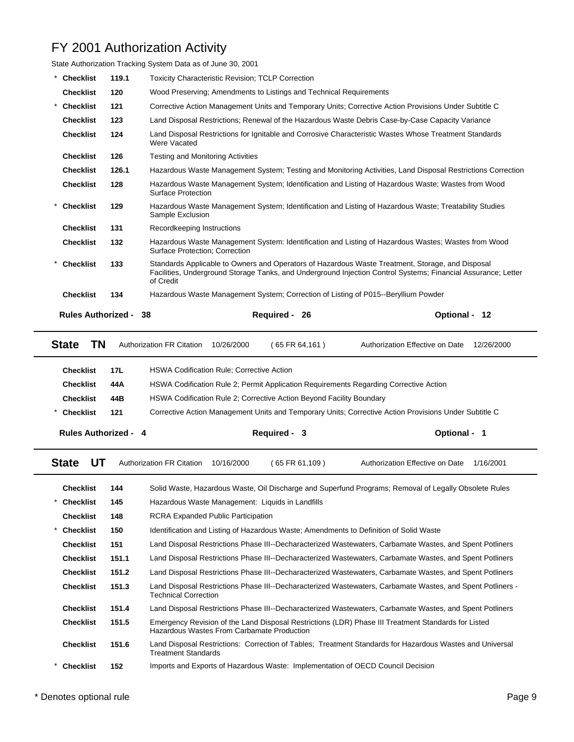# FY 2001 Authorization Activity

State Authorization Tracking System Data as of June 30, 2001

| | | | |
|---|---|---|---|
| * | **Checklist** | **119.1** | Toxicity Characteristic Revision; TCLP Correction |
| | **Checklist** | **120** | Wood Preserving; Amendments to Listings and Technical Requirements |
| * | **Checklist** | **121** | Corrective Action Management Units and Temporary Units; Corrective Action Provisions Under Subtitle C |
| | **Checklist** | **123** | Land Disposal Restrictions; Renewal of the Hazardous Waste Debris Case-by-Case Capacity Variance |
| | **Checklist** | **124** | Land Disposal Restrictions for Ignitable and Corrosive Characteristic Wastes Whose Treatment Standards Were Vacated |
| | **Checklist** | **126** | Testing and Monitoring Activities |
| | **Checklist** | **126.1** | Hazardous Waste Management System; Testing and Monitoring Activities, Land Disposal Restrictions Correction |
| | **Checklist** | **128** | Hazardous Waste Management System; Identification and Listing of Hazardous Waste; Wastes from Wood Surface Protection |
| * | **Checklist** | **129** | Hazardous Waste Management System; Identification and Listing of Hazardous Waste; Treatability Studies Sample Exclusion |
| | **Checklist** | **131** | Recordkeeping Instructions |
| | **Checklist** | **132** | Hazardous Waste Management System: Identification and Listing of Hazardous Wastes; Wastes from Wood Surface Protection; Correction |
| * | **Checklist** | **133** | Standards Applicable to Owners and Operators of Hazardous Waste Treatment, Storage, and Disposal Facilities, Underground Storage Tanks, and Underground Injection Control Systems; Financial Assurance; Letter of Credit |
| | **Checklist** | **134** | Hazardous Waste Management System; Correction of Listing of P015--Beryllium Powder |

**Rules Authorized - 38** | **Required - 26** | **Optional - 12**

---

**State TN** | Authorization FR Citation 10/26/2000 ( 65 FR 64,161 ) | Authorization Effective on Date 12/26/2000

| | | | |
|---|---|---|---|
| | **Checklist** | **17L** | HSWA Codification Rule; Corrective Action |
| | **Checklist** | **44A** | HSWA Codification Rule 2; Permit Application Requirements Regarding Corrective Action |
| | **Checklist** | **44B** | HSWA Codification Rule 2; Corrective Action Beyond Facility Boundary |
| * | **Checklist** | **121** | Corrective Action Management Units and Temporary Units; Corrective Action Provisions Under Subtitle C |

**Rules Authorized - 4** | **Required - 3** | **Optional - 1**

---

**State UT** | Authorization FR Citation 10/16/2000 ( 65 FR 61,109 ) | Authorization Effective on Date 1/16/2001

| | | | |
|---|---|---|---|
| | **Checklist** | **144** | Solid Waste, Hazardous Waste, Oil Discharge and Superfund Programs; Removal of Legally Obsolete Rules |
| * | **Checklist** | **145** | Hazardous Waste Management: Liquids in Landfills |
| | **Checklist** | **148** | RCRA Expanded Public Participation |
| * | **Checklist** | **150** | Identification and Listing of Hazardous Waste; Amendments to Definition of Solid Waste |
| | **Checklist** | **151** | Land Disposal Restrictions Phase III--Decharacterized Wastewaters, Carbamate Wastes, and Spent Potliners |
| | **Checklist** | **151.1** | Land Disposal Restrictions Phase III--Decharacterized Wastewaters, Carbamate Wastes, and Spent Potliners |
| | **Checklist** | **151.2** | Land Disposal Restrictions Phase III--Decharacterized Wastewaters, Carbamate Wastes, and Spent Potliners |
| | **Checklist** | **151.3** | Land Disposal Restrictions Phase III--Decharacterized Wastewaters, Carbamate Wastes, and Spent Potliners - Technical Correction |
| | **Checklist** | **151.4** | Land Disposal Restrictions Phase III--Decharacterized Wastewaters, Carbamate Wastes, and Spent Potliners |
| | **Checklist** | **151.5** | Emergency Revision of the Land Disposal Restrictions (LDR) Phase III Treatment Standards for Listed Hazardous Wastes From Carbamate Production |
| | **Checklist** | **151.6** | Land Disposal Restrictions: Correction of Tables; Treatment Standards for Hazardous Wastes and Universal Treatment Standards |
| * | **Checklist** | **152** | Imports and Exports of Hazardous Waste: Implementation of OECD Council Decision |

\* Denotes optional rule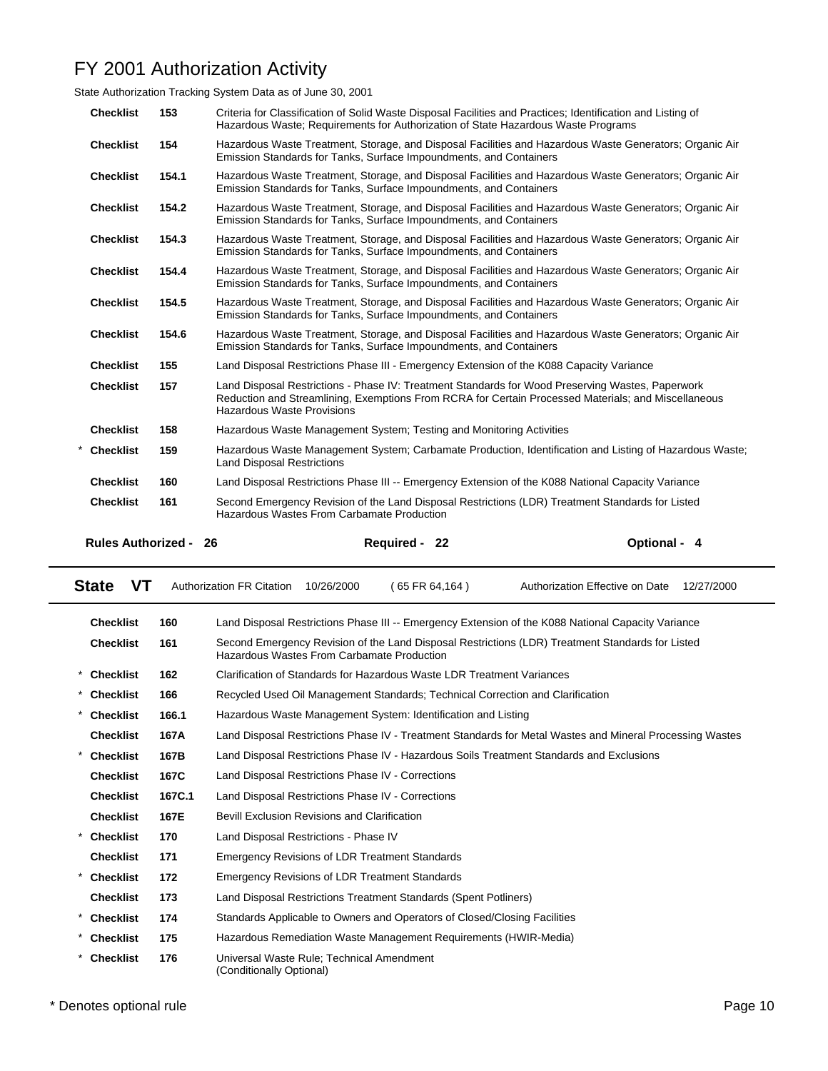# FY 2001 Authorization Activity

State Authorization Tracking System Data as of June 30, 2001

| | Checklist | Number | Description |
|---|---|---|---|
| | Checklist | 153 | Criteria for Classification of Solid Waste Disposal Facilities and Practices; Identification and Listing of Hazardous Waste; Requirements for Authorization of State Hazardous Waste Programs |
| | Checklist | 154 | Hazardous Waste Treatment, Storage, and Disposal Facilities and Hazardous Waste Generators; Organic Air Emission Standards for Tanks, Surface Impoundments, and Containers |
| | Checklist | 154.1 | Hazardous Waste Treatment, Storage, and Disposal Facilities and Hazardous Waste Generators; Organic Air Emission Standards for Tanks, Surface Impoundments, and Containers |
| | Checklist | 154.2 | Hazardous Waste Treatment, Storage, and Disposal Facilities and Hazardous Waste Generators; Organic Air Emission Standards for Tanks, Surface Impoundments, and Containers |
| | Checklist | 154.3 | Hazardous Waste Treatment, Storage, and Disposal Facilities and Hazardous Waste Generators; Organic Air Emission Standards for Tanks, Surface Impoundments, and Containers |
| | Checklist | 154.4 | Hazardous Waste Treatment, Storage, and Disposal Facilities and Hazardous Waste Generators; Organic Air Emission Standards for Tanks, Surface Impoundments, and Containers |
| | Checklist | 154.5 | Hazardous Waste Treatment, Storage, and Disposal Facilities and Hazardous Waste Generators; Organic Air Emission Standards for Tanks, Surface Impoundments, and Containers |
| | Checklist | 154.6 | Hazardous Waste Treatment, Storage, and Disposal Facilities and Hazardous Waste Generators; Organic Air Emission Standards for Tanks, Surface Impoundments, and Containers |
| | Checklist | 155 | Land Disposal Restrictions Phase III - Emergency Extension of the K088 Capacity Variance |
| | Checklist | 157 | Land Disposal Restrictions - Phase IV: Treatment Standards for Wood Preserving Wastes, Paperwork Reduction and Streamlining, Exemptions From RCRA for Certain Processed Materials; and Miscellaneous Hazardous Waste Provisions |
| | Checklist | 158 | Hazardous Waste Management System; Testing and Monitoring Activities |
| * | Checklist | 159 | Hazardous Waste Management System; Carbamate Production, Identification and Listing of Hazardous Waste; Land Disposal Restrictions |
| | Checklist | 160 | Land Disposal Restrictions Phase III -- Emergency Extension of the K088 National Capacity Variance |
| | Checklist | 161 | Second Emergency Revision of the Land Disposal Restrictions (LDR) Treatment Standards for Listed Hazardous Wastes From Carbamate Production |

**Rules Authorized - 26** **Required - 22** **Optional - 4**

---

**State VT** Authorization FR Citation 10/26/2000 ( 65 FR 64,164 ) Authorization Effective on Date 12/27/2000

---

| | Checklist | Number | Description |
|---|---|---|---|
| | Checklist | 160 | Land Disposal Restrictions Phase III -- Emergency Extension of the K088 National Capacity Variance |
| | Checklist | 161 | Second Emergency Revision of the Land Disposal Restrictions (LDR) Treatment Standards for Listed Hazardous Wastes From Carbamate Production |
| * | Checklist | 162 | Clarification of Standards for Hazardous Waste LDR Treatment Variances |
| * | Checklist | 166 | Recycled Used Oil Management Standards; Technical Correction and Clarification |
| * | Checklist | 166.1 | Hazardous Waste Management System: Identification and Listing |
| | Checklist | 167A | Land Disposal Restrictions Phase IV - Treatment Standards for Metal Wastes and Mineral Processing Wastes |
| * | Checklist | 167B | Land Disposal Restrictions Phase IV - Hazardous Soils Treatment Standards and Exclusions |
| | Checklist | 167C | Land Disposal Restrictions Phase IV - Corrections |
| | Checklist | 167C.1 | Land Disposal Restrictions Phase IV - Corrections |
| | Checklist | 167E | Bevill Exclusion Revisions and Clarification |
| * | Checklist | 170 | Land Disposal Restrictions - Phase IV |
| | Checklist | 171 | Emergency Revisions of LDR Treatment Standards |
| * | Checklist | 172 | Emergency Revisions of LDR Treatment Standards |
| | Checklist | 173 | Land Disposal Restrictions Treatment Standards (Spent Potliners) |
| * | Checklist | 174 | Standards Applicable to Owners and Operators of Closed/Closing Facilities |
| * | Checklist | 175 | Hazardous Remediation Waste Management Requirements (HWIR-Media) |
| * | Checklist | 176 | Universal Waste Rule; Technical Amendment (Conditionally Optional) |

\* Denotes optional rule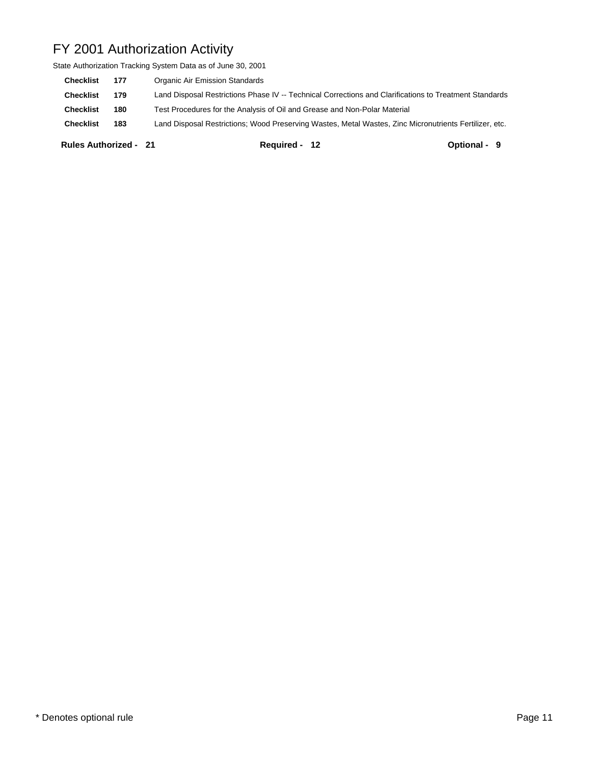# FY 2001 Authorization Activity

State Authorization Tracking System Data as of June 30, 2001

| | | |
|---|---|---|
| **Checklist** | **177** | Organic Air Emission Standards |
| **Checklist** | **179** | Land Disposal Restrictions Phase IV -- Technical Corrections and Clarifications to Treatment Standards |
| **Checklist** | **180** | Test Procedures for the Analysis of Oil and Grease and Non-Polar Material |
| **Checklist** | **183** | Land Disposal Restrictions; Wood Preserving Wastes, Metal Wastes, Zinc Micronutrients Fertilizer, etc. |

**Rules Authorized - 21** **Required - 12** **Optional - 9**

* Denotes optional rule